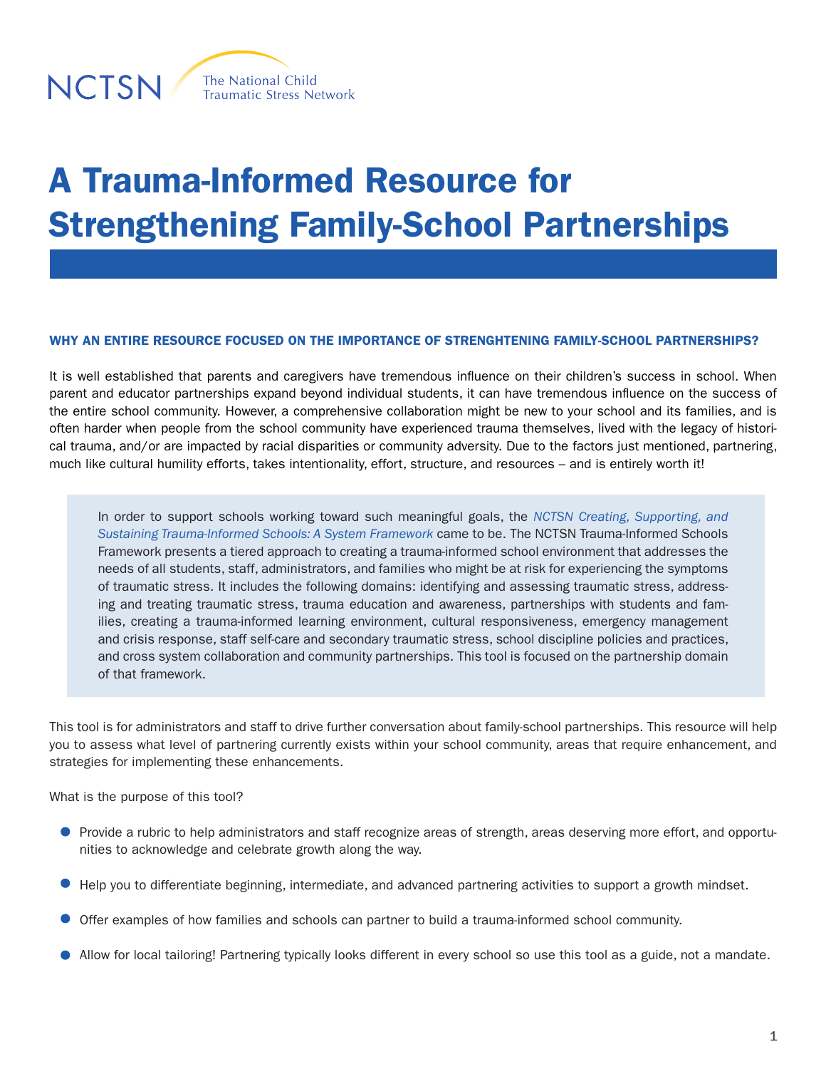NCTSN The National Child Traumatic Stress Network

# A Trauma-Informed Resource for Strengthening Family-School Partnerships

## WHY AN ENTIRE RESOURCE FOCUSED ON THE IMPORTANCE OF STRENGHTENING FAMILY-SCHOOL PARTNERSHIPS?

It is well established that parents and caregivers have tremendous influence on their children's success in school. When parent and educator partnerships expand beyond individual students, it can have tremendous influence on the success of the entire school community. However, a comprehensive collaboration might be new to your school and its families, and is often harder when people from the school community have experienced trauma themselves, lived with the legacy of historical trauma, and/or are impacted by racial disparities or community adversity. Due to the factors just mentioned, partnering, much like cultural humility efforts, takes intentionality, effort, structure, and resources – and is entirely worth it!

> In order to support schools working toward such meaningful goals, the *NCTSN Creating, Supporting, and Sustaining Trauma-Informed Schools: A System Framework* came to be. The NCTSN Trauma-Informed Schools Framework presents a tiered approach to creating a trauma-informed school environment that addresses the needs of all students, staff, administrators, and families who might be at risk for experiencing the symptoms of traumatic stress. It includes the following domains: identifying and assessing traumatic stress, addressing and treating traumatic stress, trauma education and awareness, partnerships with students and families, creating a trauma-informed learning environment, cultural responsiveness, emergency management and crisis response, staff self-care and secondary traumatic stress, school discipline policies and practices, and cross system collaboration and community partnerships. This tool is focused on the partnership domain of that framework.

This tool is for administrators and staff to drive further conversation about family-school partnerships. This resource will help you to assess what level of partnering currently exists within your school community, areas that require enhancement, and strategies for implementing these enhancements.

What is the purpose of this tool?

- Provide a rubric to help administrators and staff recognize areas of strength, areas deserving more effort, and opportunities to acknowledge and celebrate growth along the way.
- Help you to differentiate beginning, intermediate, and advanced partnering activities to support a growth mindset.
- Offer examples of how families and schools can partner to build a trauma-informed school community.
- Allow for local tailoring! Partnering typically looks different in every school so use this tool as a guide, not a mandate.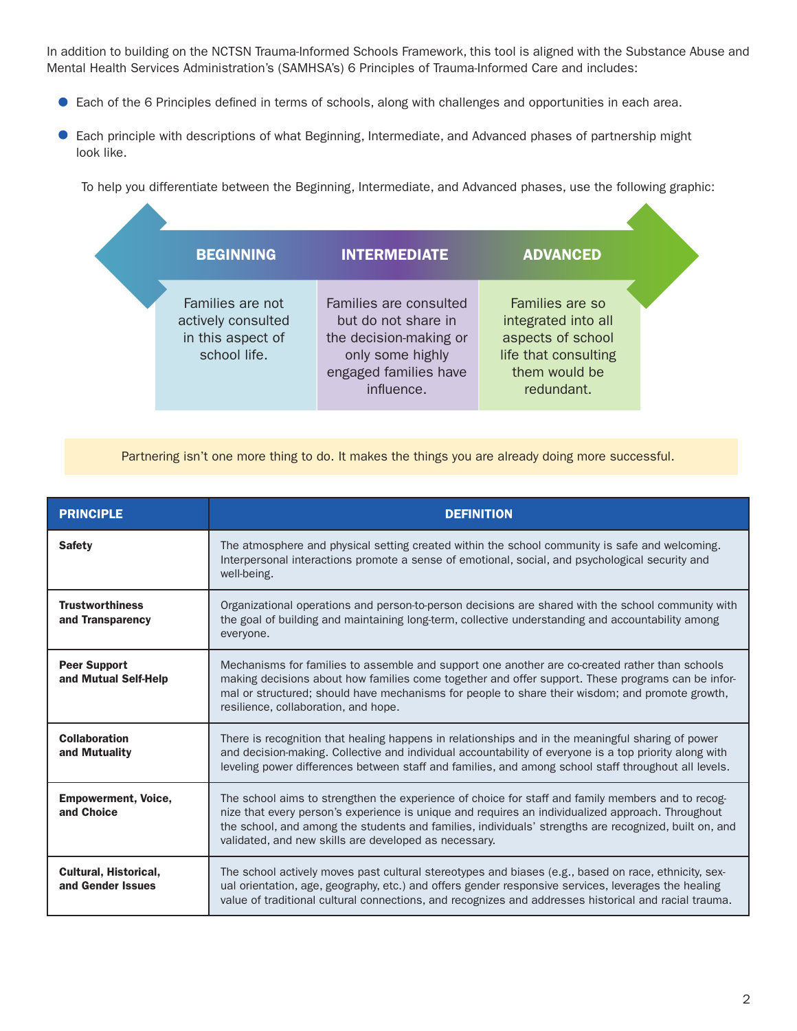In addition to building on the NCTSN Trauma-Informed Schools Framework, this tool is aligned with the Substance Abuse and Mental Health Services Administration's (SAMHSA's) 6 Principles of Trauma-Informed Care and includes:

- Each of the 6 Principles defined in terms of schools, along with challenges and opportunities in each area.
- Each principle with descriptions of what Beginning, Intermediate, and Advanced phases of partnership might look like.

To help you differentiate between the Beginning, Intermediate, and Advanced phases, use the following graphic:

| BEGINNING | INTERMEDIATE | ADVANCED |
|---|---|---|
| Families are not actively consulted in this aspect of school life. | Families are consulted but do not share in the decision-making or only some highly engaged families have influence. | Families are so integrated into all aspects of school life that consulting them would be redundant. |

Partnering isn't one more thing to do. It makes the things you are already doing more successful.

| PRINCIPLE | DEFINITION |
|---|---|
| **Safety** | The atmosphere and physical setting created within the school community is safe and welcoming. Interpersonal interactions promote a sense of emotional, social, and psychological security and well-being. |
| **Trustworthiness and Transparency** | Organizational operations and person-to-person decisions are shared with the school community with the goal of building and maintaining long-term, collective understanding and accountability among everyone. |
| **Peer Support and Mutual Self-Help** | Mechanisms for families to assemble and support one another are co-created rather than schools making decisions about how families come together and offer support. These programs can be informal or structured; should have mechanisms for people to share their wisdom; and promote growth, resilience, collaboration, and hope. |
| **Collaboration and Mutuality** | There is recognition that healing happens in relationships and in the meaningful sharing of power and decision-making. Collective and individual accountability of everyone is a top priority along with leveling power differences between staff and families, and among school staff throughout all levels. |
| **Empowerment, Voice, and Choice** | The school aims to strengthen the experience of choice for staff and family members and to recognize that every person's experience is unique and requires an individualized approach. Throughout the school, and among the students and families, individuals' strengths are recognized, built on, and validated, and new skills are developed as necessary. |
| **Cultural, Historical, and Gender Issues** | The school actively moves past cultural stereotypes and biases (e.g., based on race, ethnicity, sexual orientation, age, geography, etc.) and offers gender responsive services, leverages the healing value of traditional cultural connections, and recognizes and addresses historical and racial trauma. |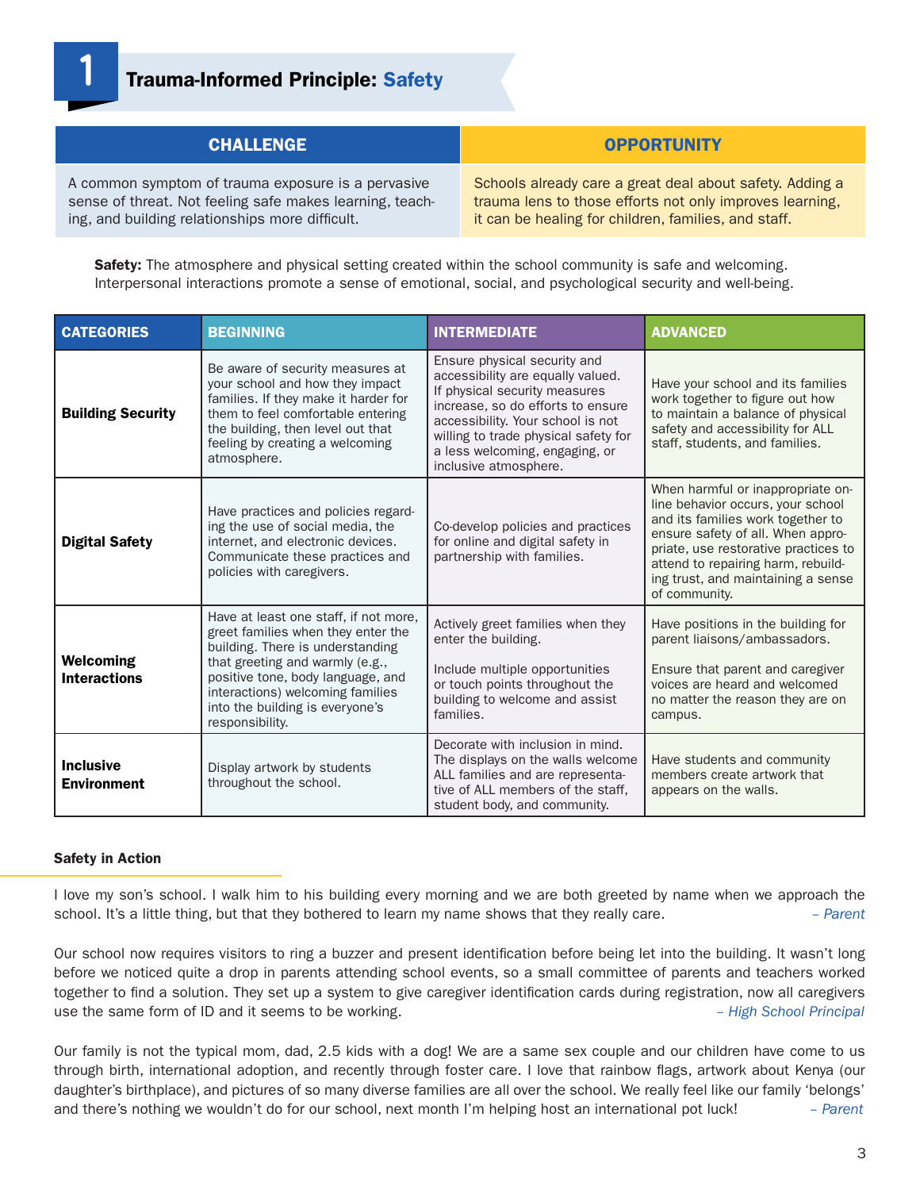# 1 Trauma-Informed Principle: Safety

| CHALLENGE | OPPORTUNITY |
|---|---|
| A common symptom of trauma exposure is a pervasive sense of threat. Not feeling safe makes learning, teaching, and building relationships more difficult. | Schools already care a great deal about safety. Adding a trauma lens to those efforts not only improves learning, it can be healing for children, families, and staff. |

**Safety:** The atmosphere and physical setting created within the school community is safe and welcoming. Interpersonal interactions promote a sense of emotional, social, and psychological security and well-being.

| CATEGORIES | BEGINNING | INTERMEDIATE | ADVANCED |
|---|---|---|---|
| **Building Security** | Be aware of security measures at your school and how they impact families. If they make it harder for them to feel comfortable entering the building, then level out that feeling by creating a welcoming atmosphere. | Ensure physical security and accessibility are equally valued. If physical security measures increase, so do efforts to ensure accessibility. Your school is not willing to trade physical safety for a less welcoming, engaging, or inclusive atmosphere. | Have your school and its families work together to figure out how to maintain a balance of physical safety and accessibility for ALL staff, students, and families. |
| **Digital Safety** | Have practices and policies regarding the use of social media, the internet, and electronic devices. Communicate these practices and policies with caregivers. | Co-develop policies and practices for online and digital safety in partnership with families. | When harmful or inappropriate online behavior occurs, your school and its families work together to ensure safety of all. When appropriate, use restorative practices to attend to repairing harm, rebuilding trust, and maintaining a sense of community. |
| **Welcoming Interactions** | Have at least one staff, if not more, greet families when they enter the building. There is understanding that greeting and warmly (e.g., positive tone, body language, and interactions) welcoming families into the building is everyone's responsibility. | Actively greet families when they enter the building.<br><br>Include multiple opportunities or touch points throughout the building to welcome and assist families. | Have positions in the building for parent liaisons/ambassadors.<br><br>Ensure that parent and caregiver voices are heard and welcomed no matter the reason they are on campus. |
| **Inclusive Environment** | Display artwork by students throughout the school. | Decorate with inclusion in mind. The displays on the walls welcome ALL families and are representative of ALL members of the staff, student body, and community. | Have students and community members create artwork that appears on the walls. |

#### Safety in Action

I love my son's school. I walk him to his building every morning and we are both greeted by name when we approach the school. It's a little thing, but that they bothered to learn my name shows that they really care. *– Parent*

Our school now requires visitors to ring a buzzer and present identification before being let into the building. It wasn't long before we noticed quite a drop in parents attending school events, so a small committee of parents and teachers worked together to find a solution. They set up a system to give caregiver identification cards during registration, now all caregivers use the same form of ID and it seems to be working. *– High School Principal*

Our family is not the typical mom, dad, 2.5 kids with a dog! We are a same sex couple and our children have come to us through birth, international adoption, and recently through foster care. I love that rainbow flags, artwork about Kenya (our daughter's birthplace), and pictures of so many diverse families are all over the school. We really feel like our family 'belongs' and there's nothing we wouldn't do for our school, next month I'm helping host an international pot luck! *– Parent*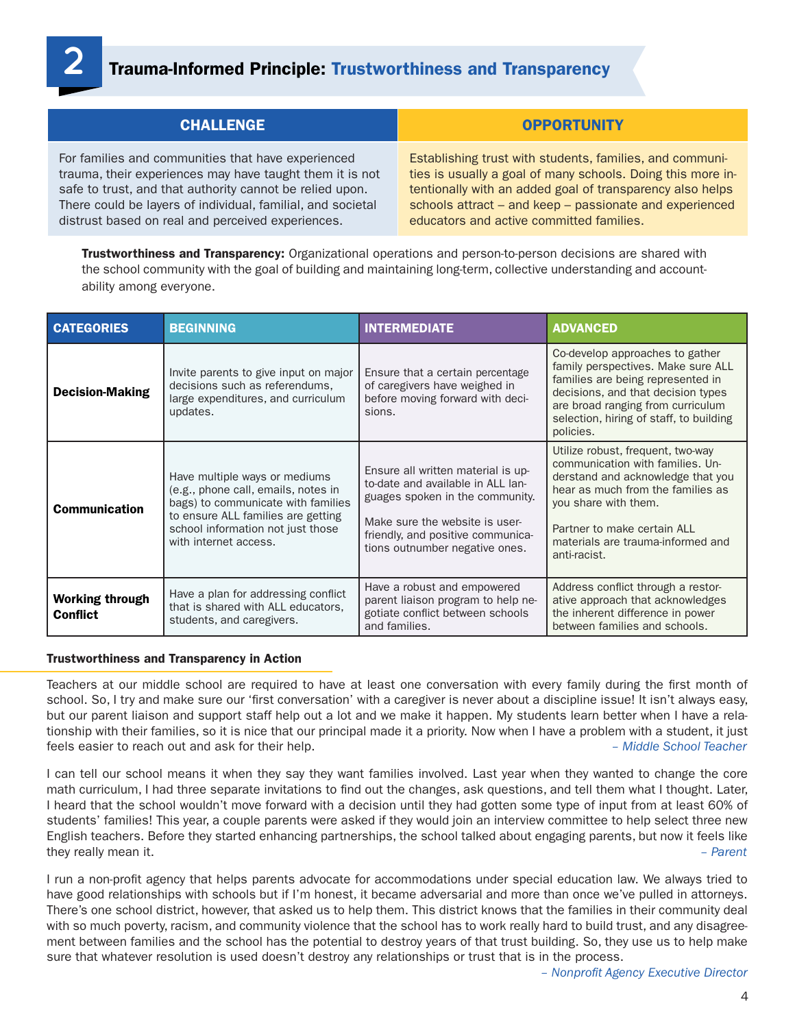## 2 Trauma-Informed Principle: Trustworthiness and Transparency

| CHALLENGE | OPPORTUNITY |
|---|---|
| For families and communities that have experienced trauma, their experiences may have taught them it is not safe to trust, and that authority cannot be relied upon. There could be layers of individual, familial, and societal distrust based on real and perceived experiences. | Establishing trust with students, families, and communities is usually a goal of many schools. Doing this more intentionally with an added goal of transparency also helps schools attract – and keep – passionate and experienced educators and active committed families. |

**Trustworthiness and Transparency:** Organizational operations and person-to-person decisions are shared with the school community with the goal of building and maintaining long-term, collective understanding and accountability among everyone.

| CATEGORIES | BEGINNING | INTERMEDIATE | ADVANCED |
|---|---|---|---|
| **Decision-Making** | Invite parents to give input on major decisions such as referendums, large expenditures, and curriculum updates. | Ensure that a certain percentage of caregivers have weighed in before moving forward with decisions. | Co-develop approaches to gather family perspectives. Make sure ALL families are being represented in decisions, and that decision types are broad ranging from curriculum selection, hiring of staff, to building policies. |
| **Communication** | Have multiple ways or mediums (e.g., phone call, emails, notes in bags) to communicate with families to ensure ALL families are getting school information not just those with internet access. | Ensure all written material is up-to-date and available in ALL languages spoken in the community.<br><br>Make sure the website is user-friendly, and positive communications outnumber negative ones. | Utilize robust, frequent, two-way communication with families. Understand and acknowledge that you hear as much from the families as you share with them.<br><br>Partner to make certain ALL materials are trauma-informed and anti-racist. |
| **Working through Conflict** | Have a plan for addressing conflict that is shared with ALL educators, students, and caregivers. | Have a robust and empowered parent liaison program to help negotiate conflict between schools and families. | Address conflict through a restorative approach that acknowledges the inherent difference in power between families and schools. |

### Trustworthiness and Transparency in Action

Teachers at our middle school are required to have at least one conversation with every family during the first month of school. So, I try and make sure our 'first conversation' with a caregiver is never about a discipline issue! It isn't always easy, but our parent liaison and support staff help out a lot and we make it happen. My students learn better when I have a relationship with their families, so it is nice that our principal made it a priority. Now when I have a problem with a student, it just feels easier to reach out and ask for their help.

*– Middle School Teacher*

I can tell our school means it when they say they want families involved. Last year when they wanted to change the core math curriculum, I had three separate invitations to find out the changes, ask questions, and tell them what I thought. Later, I heard that the school wouldn't move forward with a decision until they had gotten some type of input from at least 60% of students' families! This year, a couple parents were asked if they would join an interview committee to help select three new English teachers. Before they started enhancing partnerships, the school talked about engaging parents, but now it feels like they really mean it.

*– Parent*

I run a non-profit agency that helps parents advocate for accommodations under special education law. We always tried to have good relationships with schools but if I'm honest, it became adversarial and more than once we've pulled in attorneys. There's one school district, however, that asked us to help them. This district knows that the families in their community deal with so much poverty, racism, and community violence that the school has to work really hard to build trust, and any disagreement between families and the school has the potential to destroy years of that trust building. So, they use us to help make sure that whatever resolution is used doesn't destroy any relationships or trust that is in the process.

*– Nonprofit Agency Executive Director*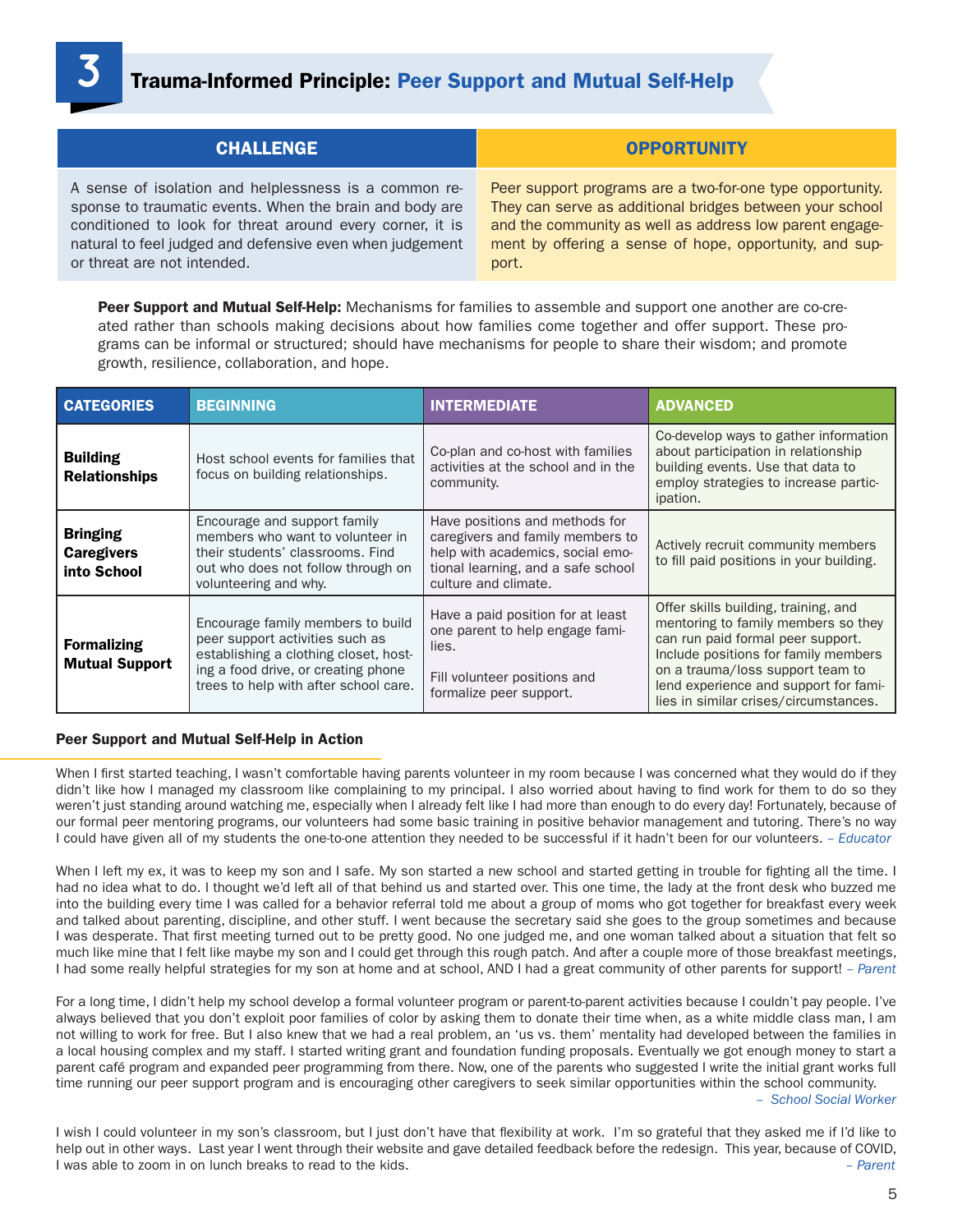# 3 Trauma-Informed Principle: Peer Support and Mutual Self-Help

| CHALLENGE | OPPORTUNITY |
|---|---|
| A sense of isolation and helplessness is a common response to traumatic events. When the brain and body are conditioned to look for threat around every corner, it is natural to feel judged and defensive even when judgement or threat are not intended. | Peer support programs are a two-for-one type opportunity. They can serve as additional bridges between your school and the community as well as address low parent engagement by offering a sense of hope, opportunity, and support. |

**Peer Support and Mutual Self-Help:** Mechanisms for families to assemble and support one another are co-created rather than schools making decisions about how families come together and offer support. These programs can be informal or structured; should have mechanisms for people to share their wisdom; and promote growth, resilience, collaboration, and hope.

| CATEGORIES | BEGINNING | INTERMEDIATE | ADVANCED |
|---|---|---|---|
| **Building Relationships** | Host school events for families that focus on building relationships. | Co-plan and co-host with families activities at the school and in the community. | Co-develop ways to gather information about participation in relationship building events. Use that data to employ strategies to increase participation. |
| **Bringing Caregivers into School** | Encourage and support family members who want to volunteer in their students' classrooms. Find out who does not follow through on volunteering and why. | Have positions and methods for caregivers and family members to help with academics, social emotional learning, and a safe school culture and climate. | Actively recruit community members to fill paid positions in your building. |
| **Formalizing Mutual Support** | Encourage family members to build peer support activities such as establishing a clothing closet, hosting a food drive, or creating phone trees to help with after school care. | Have a paid position for at least one parent to help engage families.<br><br>Fill volunteer positions and formalize peer support. | Offer skills building, training, and mentoring to family members so they can run paid formal peer support. Include positions for family members on a trauma/loss support team to lend experience and support for families in similar crises/circumstances. |

## Peer Support and Mutual Self-Help in Action

When I first started teaching, I wasn't comfortable having parents volunteer in my room because I was concerned what they would do if they didn't like how I managed my classroom like complaining to my principal. I also worried about having to find work for them to do so they weren't just standing around watching me, especially when I already felt like I had more than enough to do every day! Fortunately, because of our formal peer mentoring programs, our volunteers had some basic training in positive behavior management and tutoring. There's no way I could have given all of my students the one-to-one attention they needed to be successful if it hadn't been for our volunteers. *– Educator*

When I left my ex, it was to keep my son and I safe. My son started a new school and started getting in trouble for fighting all the time. I had no idea what to do. I thought we'd left all of that behind us and started over. This one time, the lady at the front desk who buzzed me into the building every time I was called for a behavior referral told me about a group of moms who got together for breakfast every week and talked about parenting, discipline, and other stuff. I went because the secretary said she goes to the group sometimes and because I was desperate. That first meeting turned out to be pretty good. No one judged me, and one woman talked about a situation that felt so much like mine that I felt like maybe my son and I could get through this rough patch. And after a couple more of those breakfast meetings, I had some really helpful strategies for my son at home and at school, AND I had a great community of other parents for support! *– Parent*

For a long time, I didn't help my school develop a formal volunteer program or parent-to-parent activities because I couldn't pay people. I've always believed that you don't exploit poor families of color by asking them to donate their time when, as a white middle class man, I am not willing to work for free. But I also knew that we had a real problem, an 'us vs. them' mentality had developed between the families in a local housing complex and my staff. I started writing grant and foundation funding proposals. Eventually we got enough money to start a parent café program and expanded peer programming from there. Now, one of the parents who suggested I write the initial grant works full time running our peer support program and is encouraging other caregivers to seek similar opportunities within the school community. *– School Social Worker*

I wish I could volunteer in my son's classroom, but I just don't have that flexibility at work. I'm so grateful that they asked me if I'd like to help out in other ways. Last year I went through their website and gave detailed feedback before the redesign. This year, because of COVID, I was able to zoom in on lunch breaks to read to the kids. *– Parent*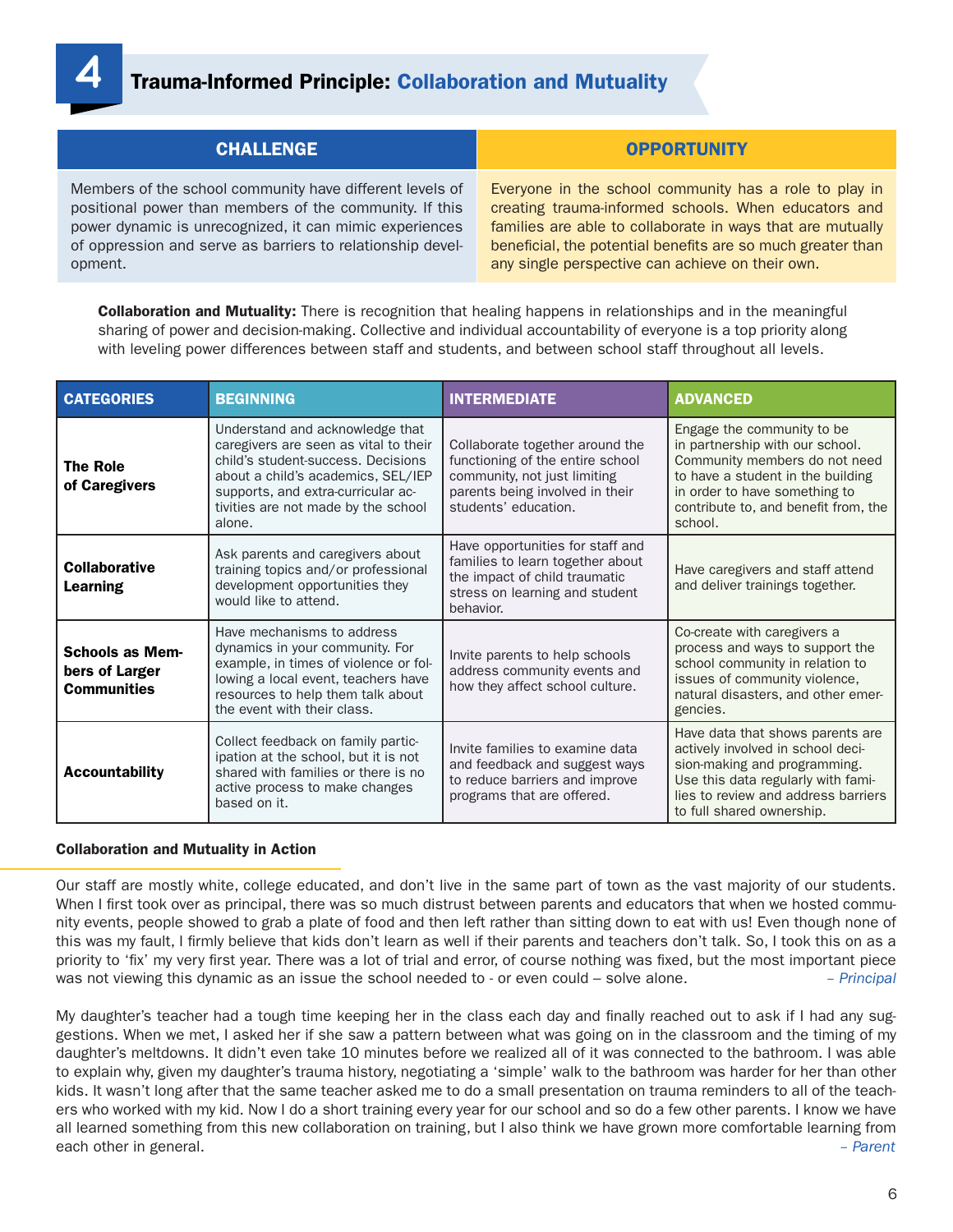# 4 Trauma-Informed Principle: Collaboration and Mutuality

| CHALLENGE | OPPORTUNITY |
| --- | --- |
| Members of the school community have different levels of positional power than members of the community. If this power dynamic is unrecognized, it can mimic experiences of oppression and serve as barriers to relationship development. | Everyone in the school community has a role to play in creating trauma-informed schools. When educators and families are able to collaborate in ways that are mutually beneficial, the potential benefits are so much greater than any single perspective can achieve on their own. |

**Collaboration and Mutuality:** There is recognition that healing happens in relationships and in the meaningful sharing of power and decision-making. Collective and individual accountability of everyone is a top priority along with leveling power differences between staff and students, and between school staff throughout all levels.

| CATEGORIES | BEGINNING | INTERMEDIATE | ADVANCED |
| --- | --- | --- | --- |
| **The Role of Caregivers** | Understand and acknowledge that caregivers are seen as vital to their child's student-success. Decisions about a child's academics, SEL/IEP supports, and extra-curricular activities are not made by the school alone. | Collaborate together around the functioning of the entire school community, not just limiting parents being involved in their students' education. | Engage the community to be in partnership with our school. Community members do not need to have a student in the building in order to have something to contribute to, and benefit from, the school. |
| **Collaborative Learning** | Ask parents and caregivers about training topics and/or professional development opportunities they would like to attend. | Have opportunities for staff and families to learn together about the impact of child traumatic stress on learning and student behavior. | Have caregivers and staff attend and deliver trainings together. |
| **Schools as Members of Larger Communities** | Have mechanisms to address dynamics in your community. For example, in times of violence or following a local event, teachers have resources to help them talk about the event with their class. | Invite parents to help schools address community events and how they affect school culture. | Co-create with caregivers a process and ways to support the school community in relation to issues of community violence, natural disasters, and other emergencies. |
| **Accountability** | Collect feedback on family participation at the school, but it is not shared with families or there is no active process to make changes based on it. | Invite families to examine data and feedback and suggest ways to reduce barriers and improve programs that are offered. | Have data that shows parents are actively involved in school decision-making and programming. Use this data regularly with families to review and address barriers to full shared ownership. |

**Collaboration and Mutuality in Action**

Our staff are mostly white, college educated, and don't live in the same part of town as the vast majority of our students. When I first took over as principal, there was so much distrust between parents and educators that when we hosted community events, people showed to grab a plate of food and then left rather than sitting down to eat with us! Even though none of this was my fault, I firmly believe that kids don't learn as well if their parents and teachers don't talk. So, I took this on as a priority to 'fix' my very first year. There was a lot of trial and error, of course nothing was fixed, but the most important piece was not viewing this dynamic as an issue the school needed to - or even could – solve alone. *– Principal*

My daughter's teacher had a tough time keeping her in the class each day and finally reached out to ask if I had any suggestions. When we met, I asked her if she saw a pattern between what was going on in the classroom and the timing of my daughter's meltdowns. It didn't even take 10 minutes before we realized all of it was connected to the bathroom. I was able to explain why, given my daughter's trauma history, negotiating a 'simple' walk to the bathroom was harder for her than other kids. It wasn't long after that the same teacher asked me to do a small presentation on trauma reminders to all of the teachers who worked with my kid. Now I do a short training every year for our school and so do a few other parents. I know we have all learned something from this new collaboration on training, but I also think we have grown more comfortable learning from each other in general. *– Parent*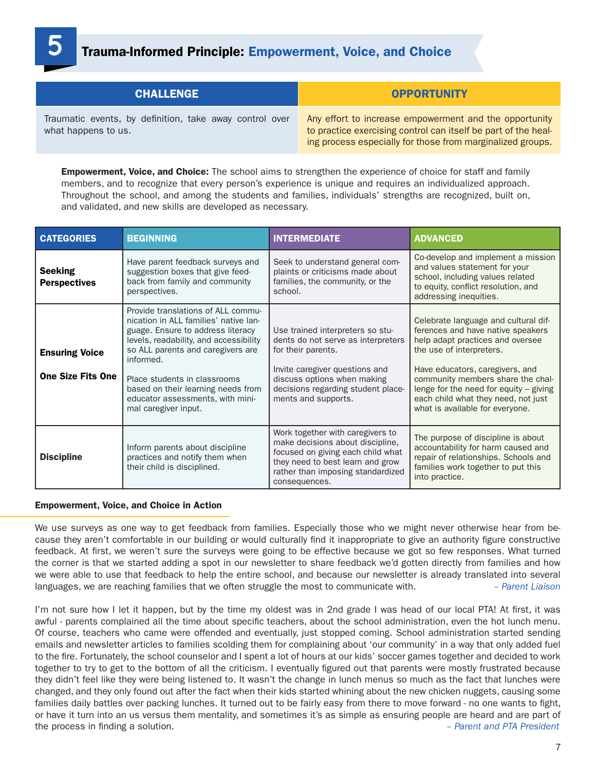## 5 Trauma-Informed Principle: Empowerment, Voice, and Choice

| CHALLENGE | OPPORTUNITY |
|---|---|
| Traumatic events, by definition, take away control over what happens to us. | Any effort to increase empowerment and the opportunity to practice exercising control can itself be part of the healing process especially for those from marginalized groups. |

**Empowerment, Voice, and Choice:** The school aims to strengthen the experience of choice for staff and family members, and to recognize that every person's experience is unique and requires an individualized approach. Throughout the school, and among the students and families, individuals' strengths are recognized, built on, and validated, and new skills are developed as necessary.

| CATEGORIES | BEGINNING | INTERMEDIATE | ADVANCED |
|---|---|---|---|
| **Seeking Perspectives** | Have parent feedback surveys and suggestion boxes that give feedback from family and community perspectives. | Seek to understand general complaints or criticisms made about families, the community, or the school. | Co-develop and implement a mission and values statement for your school, including values related to equity, conflict resolution, and addressing inequities. |
| **Ensuring Voice** | Provide translations of ALL communication in ALL families' native language. Ensure to address literacy levels, readability, and accessibility so ALL parents and caregivers are informed. | Use trained interpreters so students do not serve as interpreters for their parents. | Celebrate language and cultural differences and have native speakers help adapt practices and oversee the use of interpreters. |
| **One Size Fits One** | Place students in classrooms based on their learning needs from educator assessments, with minimal caregiver input. | Invite caregiver questions and discuss options when making decisions regarding student placements and supports. | Have educators, caregivers, and community members share the challenge for the need for equity – giving each child what they need, not just what is available for everyone. |
| **Discipline** | Inform parents about discipline practices and notify them when their child is disciplined. | Work together with caregivers to make decisions about discipline, focused on giving each child what they need to best learn and grow rather than imposing standardized consequences. | The purpose of discipline is about accountability for harm caused and repair of relationships. Schools and families work together to put this into practice. |

**Empowerment, Voice, and Choice in Action**

We use surveys as one way to get feedback from families. Especially those who we might never otherwise hear from because they aren't comfortable in our building or would culturally find it inappropriate to give an authority figure constructive feedback. At first, we weren't sure the surveys were going to be effective because we got so few responses. What turned the corner is that we started adding a spot in our newsletter to share feedback we'd gotten directly from families and how we were able to use that feedback to help the entire school, and because our newsletter is already translated into several languages, we are reaching families that we often struggle the most to communicate with. *– Parent Liaison*

I'm not sure how I let it happen, but by the time my oldest was in 2nd grade I was head of our local PTA! At first, it was awful - parents complained all the time about specific teachers, about the school administration, even the hot lunch menu. Of course, teachers who came were offended and eventually, just stopped coming. School administration started sending emails and newsletter articles to families scolding them for complaining about 'our community' in a way that only added fuel to the fire. Fortunately, the school counselor and I spent a lot of hours at our kids' soccer games together and decided to work together to try to get to the bottom of all the criticism. I eventually figured out that parents were mostly frustrated because they didn't feel like they were being listened to. It wasn't the change in lunch menus so much as the fact that lunches were changed, and they only found out after the fact when their kids started whining about the new chicken nuggets, causing some families daily battles over packing lunches. It turned out to be fairly easy from there to move forward - no one wants to fight, or have it turn into an us versus them mentality, and sometimes it's as simple as ensuring people are heard and are part of the process in finding a solution. *– Parent and PTA President*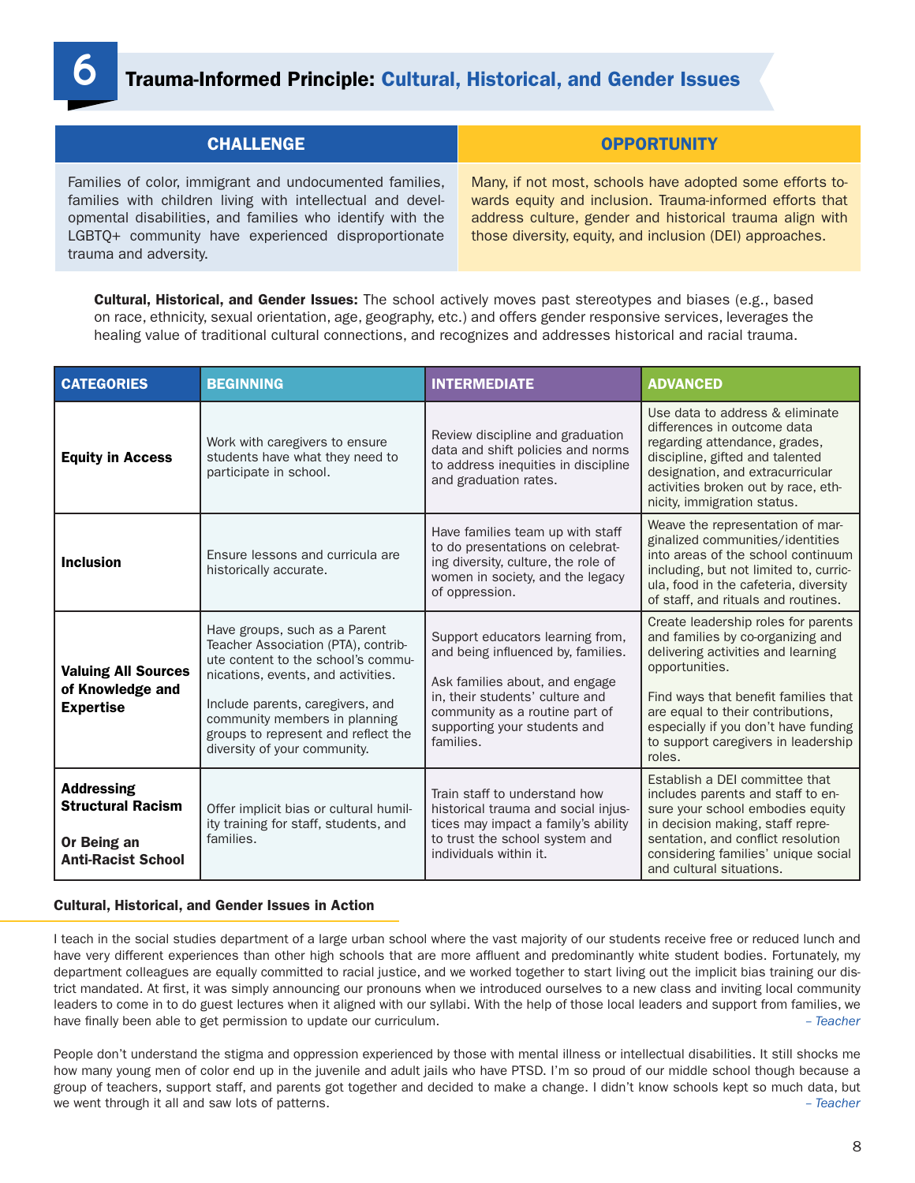# 6 Trauma-Informed Principle: Cultural, Historical, and Gender Issues

| CHALLENGE | OPPORTUNITY |
|---|---|
| Families of color, immigrant and undocumented families, families with children living with intellectual and developmental disabilities, and families who identify with the LGBTQ+ community have experienced disproportionate trauma and adversity. | Many, if not most, schools have adopted some efforts towards equity and inclusion. Trauma-informed efforts that address culture, gender and historical trauma align with those diversity, equity, and inclusion (DEI) approaches. |

**Cultural, Historical, and Gender Issues:** The school actively moves past stereotypes and biases (e.g., based on race, ethnicity, sexual orientation, age, geography, etc.) and offers gender responsive services, leverages the healing value of traditional cultural connections, and recognizes and addresses historical and racial trauma.

| CATEGORIES | BEGINNING | INTERMEDIATE | ADVANCED |
|---|---|---|---|
| **Equity in Access** | Work with caregivers to ensure students have what they need to participate in school. | Review discipline and graduation data and shift policies and norms to address inequities in discipline and graduation rates. | Use data to address & eliminate differences in outcome data regarding attendance, grades, discipline, gifted and talented designation, and extracurricular activities broken out by race, ethnicity, immigration status. |
| **Inclusion** | Ensure lessons and curricula are historically accurate. | Have families team up with staff to do presentations on celebrating diversity, culture, the role of women in society, and the legacy of oppression. | Weave the representation of marginalized communities/identities into areas of the school continuum including, but not limited to, curricula, food in the cafeteria, diversity of staff, and rituals and routines. |
| **Valuing All Sources of Knowledge and Expertise** | Have groups, such as a Parent Teacher Association (PTA), contribute content to the school's communications, events, and activities.<br><br>Include parents, caregivers, and community members in planning groups to represent and reflect the diversity of your community. | Support educators learning from, and being influenced by, families.<br><br>Ask families about, and engage in, their students' culture and community as a routine part of supporting your students and families. | Create leadership roles for parents and families by co-organizing and delivering activities and learning opportunities.<br><br>Find ways that benefit families that are equal to their contributions, especially if you don't have funding to support caregivers in leadership roles. |
| **Addressing Structural Racism**<br><br>**Or Being an Anti-Racist School** | Offer implicit bias or cultural humility training for staff, students, and families. | Train staff to understand how historical trauma and social injustices may impact a family's ability to trust the school system and individuals within it. | Establish a DEI committee that includes parents and staff to ensure your school embodies equity in decision making, staff representation, and conflict resolution considering families' unique social and cultural situations. |

### Cultural, Historical, and Gender Issues in Action

I teach in the social studies department of a large urban school where the vast majority of our students receive free or reduced lunch and have very different experiences than other high schools that are more affluent and predominantly white student bodies. Fortunately, my department colleagues are equally committed to racial justice, and we worked together to start living out the implicit bias training our district mandated. At first, it was simply announcing our pronouns when we introduced ourselves to a new class and inviting local community leaders to come in to do guest lectures when it aligned with our syllabi. With the help of those local leaders and support from families, we have finally been able to get permission to update our curriculum. *– Teacher*

People don't understand the stigma and oppression experienced by those with mental illness or intellectual disabilities. It still shocks me how many young men of color end up in the juvenile and adult jails who have PTSD. I'm so proud of our middle school though because a group of teachers, support staff, and parents got together and decided to make a change. I didn't know schools kept so much data, but we went through it all and saw lots of patterns. *– Teacher*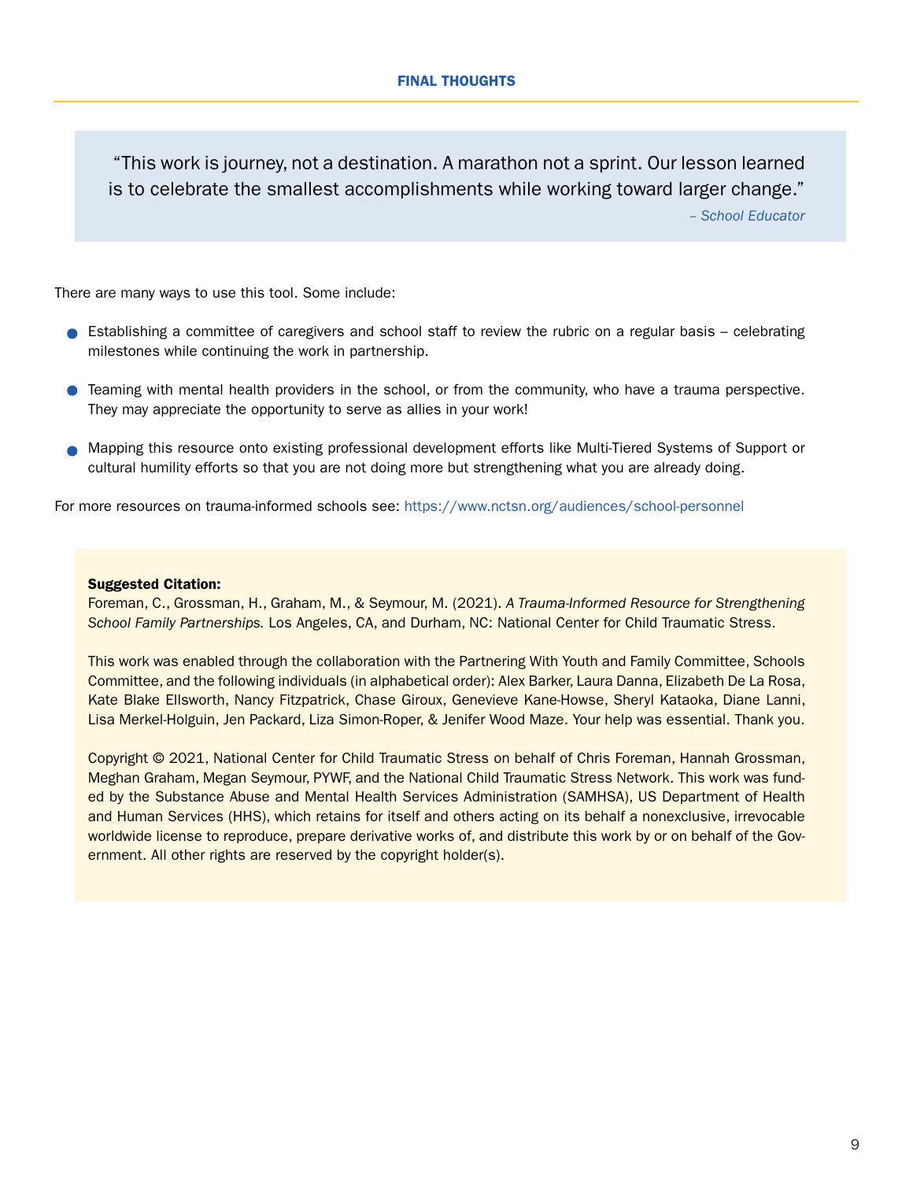## FINAL THOUGHTS

> "This work is journey, not a destination. A marathon not a sprint. Our lesson learned is to celebrate the smallest accomplishments while working toward larger change."
>
> *– School Educator*

There are many ways to use this tool. Some include:

- Establishing a committee of caregivers and school staff to review the rubric on a regular basis – celebrating milestones while continuing the work in partnership.
- Teaming with mental health providers in the school, or from the community, who have a trauma perspective. They may appreciate the opportunity to serve as allies in your work!
- Mapping this resource onto existing professional development efforts like Multi-Tiered Systems of Support or cultural humility efforts so that you are not doing more but strengthening what you are already doing.

For more resources on trauma-informed schools see: https://www.nctsn.org/audiences/school-personnel

**Suggested Citation:**
Foreman, C., Grossman, H., Graham, M., & Seymour, M. (2021). *A Trauma-Informed Resource for Strengthening School Family Partnerships.* Los Angeles, CA, and Durham, NC: National Center for Child Traumatic Stress.

This work was enabled through the collaboration with the Partnering With Youth and Family Committee, Schools Committee, and the following individuals (in alphabetical order): Alex Barker, Laura Danna, Elizabeth De La Rosa, Kate Blake Ellsworth, Nancy Fitzpatrick, Chase Giroux, Genevieve Kane-Howse, Sheryl Kataoka, Diane Lanni, Lisa Merkel-Holguin, Jen Packard, Liza Simon-Roper, & Jenifer Wood Maze. Your help was essential. Thank you.

Copyright © 2021, National Center for Child Traumatic Stress on behalf of Chris Foreman, Hannah Grossman, Meghan Graham, Megan Seymour, PYWF, and the National Child Traumatic Stress Network. This work was funded by the Substance Abuse and Mental Health Services Administration (SAMHSA), US Department of Health and Human Services (HHS), which retains for itself and others acting on its behalf a nonexclusive, irrevocable worldwide license to reproduce, prepare derivative works of, and distribute this work by or on behalf of the Government. All other rights are reserved by the copyright holder(s).